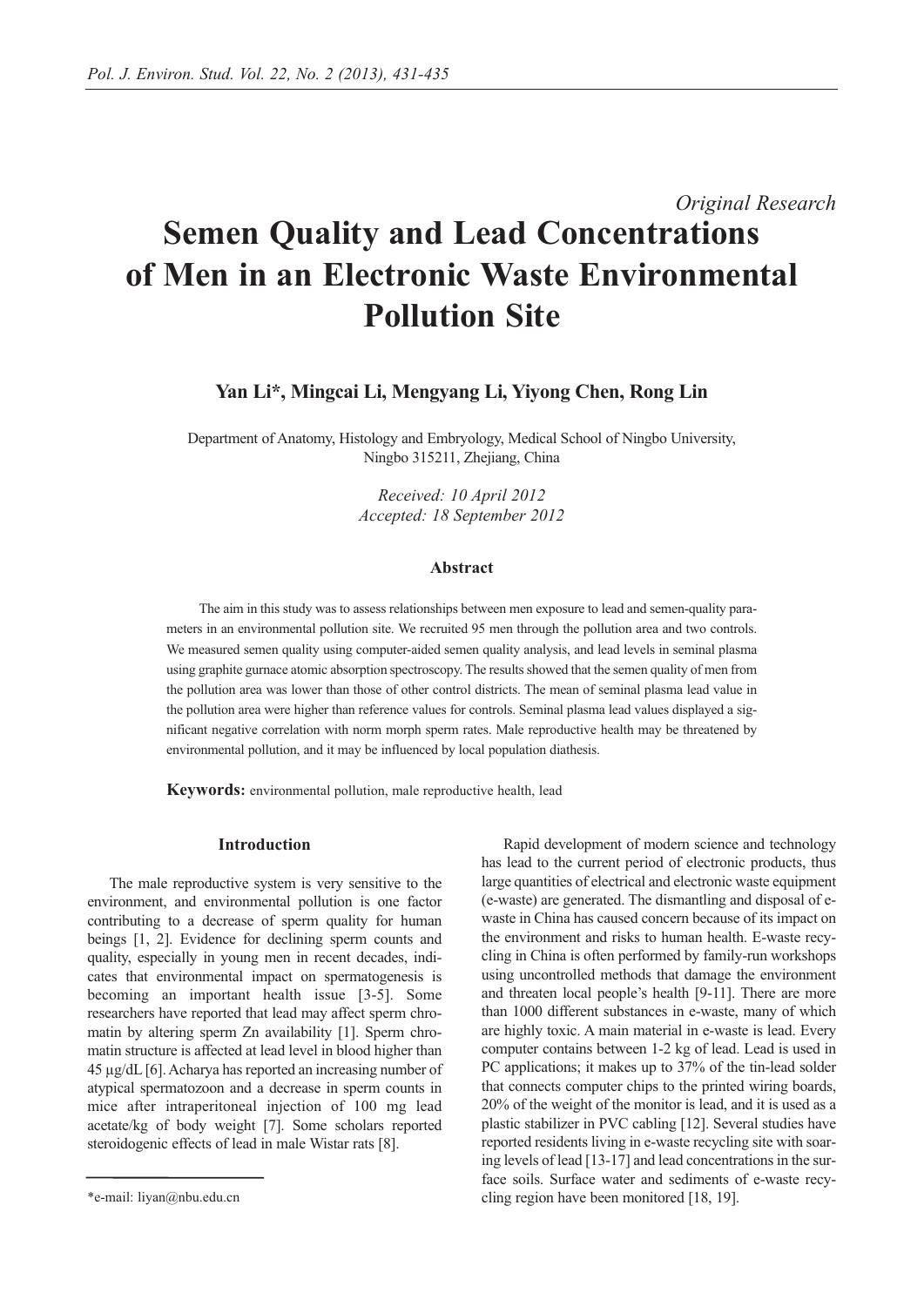*Original Research*

# Semen Quality and Lead Concentrations of Men in an Electronic Waste Environmental Pollution Site

**Yan Li*, Mingcai Li, Mengyang Li, Yiyong Chen, Rong Lin**

Department of Anatomy, Histology and Embryology, Medical School of Ningbo University, Ningbo 315211, Zhejiang, China

*Received: 10 April 2012*
*Accepted: 18 September 2012*

### Abstract

The aim in this study was to assess relationships between men exposure to lead and semen-quality parameters in an environmental pollution site. We recruited 95 men through the pollution area and two controls. We measured semen quality using computer-aided semen quality analysis, and lead levels in seminal plasma using graphite gurnace atomic absorption spectroscopy. The results showed that the semen quality of men from the pollution area was lower than those of other control districts. The mean of seminal plasma lead value in the pollution area were higher than reference values for controls. Seminal plasma lead values displayed a significant negative correlation with norm morph sperm rates. Male reproductive health may be threatened by environmental pollution, and it may be influenced by local population diathesis.

**Keywords:** environmental pollution, male reproductive health, lead

## Introduction

The male reproductive system is very sensitive to the environment, and environmental pollution is one factor contributing to a decrease of sperm quality for human beings [1, 2]. Evidence for declining sperm counts and quality, especially in young men in recent decades, indicates that environmental impact on spermatogenesis is becoming an important health issue [3-5]. Some researchers have reported that lead may affect sperm chromatin by altering sperm Zn availability [1]. Sperm chromatin structure is affected at lead level in blood higher than 45 µg/dL [6]. Acharya has reported an increasing number of atypical spermatozoon and a decrease in sperm counts in mice after intraperitoneal injection of 100 mg lead acetate/kg of body weight [7]. Some scholars reported steroidogenic effects of lead in male Wistar rats [8].

Rapid development of modern science and technology has lead to the current period of electronic products, thus large quantities of electrical and electronic waste equipment (e-waste) are generated. The dismantling and disposal of e-waste in China has caused concern because of its impact on the environment and risks to human health. E-waste recycling in China is often performed by family-run workshops using uncontrolled methods that damage the environment and threaten local people's health [9-11]. There are more than 1000 different substances in e-waste, many of which are highly toxic. A main material in e-waste is lead. Every computer contains between 1-2 kg of lead. Lead is used in PC applications; it makes up to 37% of the tin-lead solder that connects computer chips to the printed wiring boards, 20% of the weight of the monitor is lead, and it is used as a plastic stabilizer in PVC cabling [12]. Several studies have reported residents living in e-waste recycling site with soaring levels of lead [13-17] and lead concentrations in the surface soils. Surface water and sediments of e-waste recycling region have been monitored [18, 19].

*e-mail: liyan@nbu.edu.cn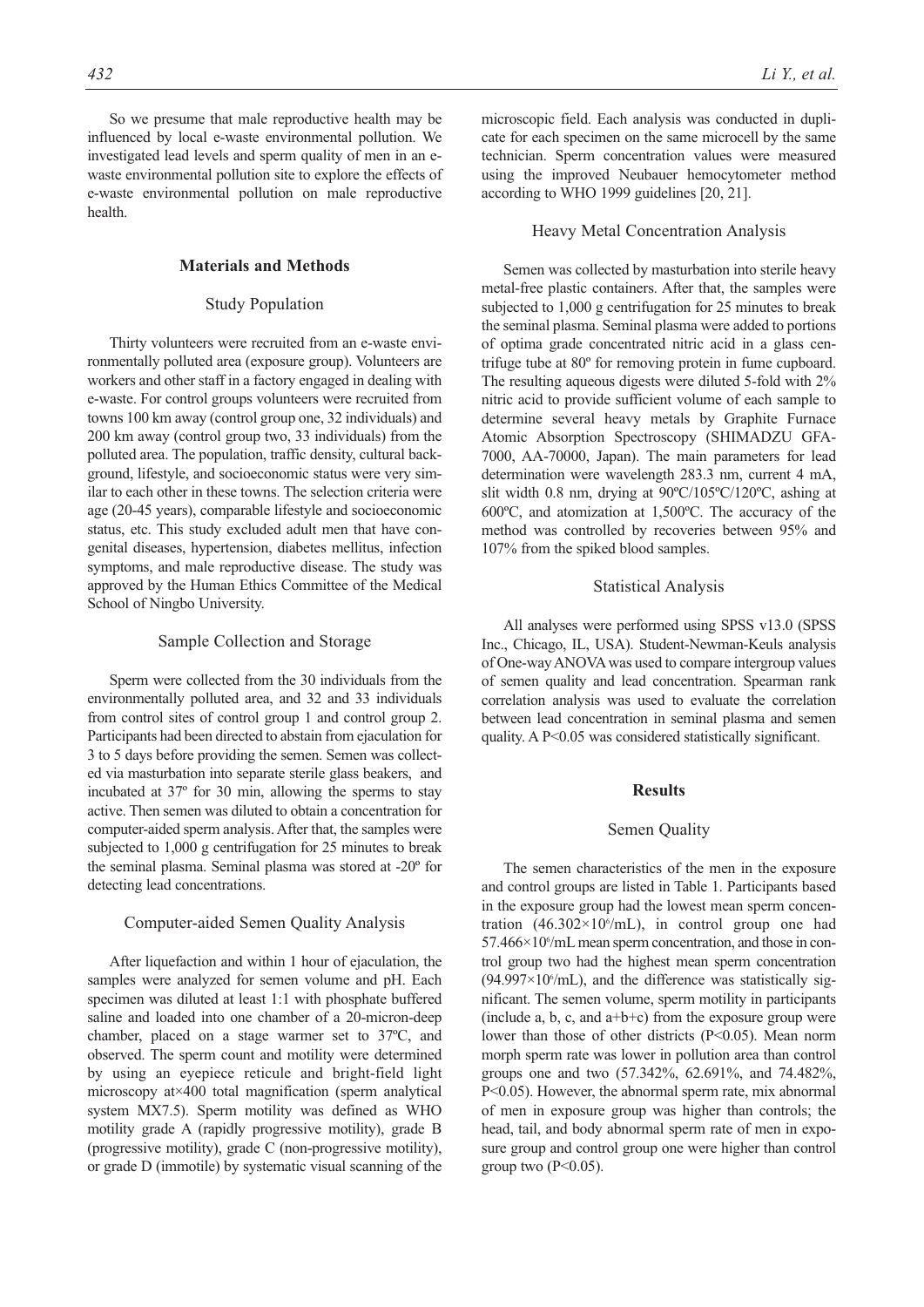So we presume that male reproductive health may be influenced by local e-waste environmental pollution. We investigated lead levels and sperm quality of men in an e-waste environmental pollution site to explore the effects of e-waste environmental pollution on male reproductive health.

## Materials and Methods

### Study Population

Thirty volunteers were recruited from an e-waste environmentally polluted area (exposure group). Volunteers are workers and other staff in a factory engaged in dealing with e-waste. For control groups volunteers were recruited from towns 100 km away (control group one, 32 individuals) and 200 km away (control group two, 33 individuals) from the polluted area. The population, traffic density, cultural background, lifestyle, and socioeconomic status were very similar to each other in these towns. The selection criteria were age (20-45 years), comparable lifestyle and socioeconomic status, etc. This study excluded adult men that have congenital diseases, hypertension, diabetes mellitus, infection symptoms, and male reproductive disease. The study was approved by the Human Ethics Committee of the Medical School of Ningbo University.

### Sample Collection and Storage

Sperm were collected from the 30 individuals from the environmentally polluted area, and 32 and 33 individuals from control sites of control group 1 and control group 2. Participants had been directed to abstain from ejaculation for 3 to 5 days before providing the semen. Semen was collected via masturbation into separate sterile glass beakers, and incubated at 37º for 30 min, allowing the sperms to stay active. Then semen was diluted to obtain a concentration for computer-aided sperm analysis. After that, the samples were subjected to 1,000 g centrifugation for 25 minutes to break the seminal plasma. Seminal plasma was stored at -20º for detecting lead concentrations.

### Computer-aided Semen Quality Analysis

After liquefaction and within 1 hour of ejaculation, the samples were analyzed for semen volume and pH. Each specimen was diluted at least 1:1 with phosphate buffered saline and loaded into one chamber of a 20-micron-deep chamber, placed on a stage warmer set to 37ºC, and observed. The sperm count and motility were determined by using an eyepiece reticule and bright-field light microscopy at×400 total magnification (sperm analytical system MX7.5). Sperm motility was defined as WHO motility grade A (rapidly progressive motility), grade B (progressive motility), grade C (non-progressive motility), or grade D (immotile) by systematic visual scanning of the microscopic field. Each analysis was conducted in duplicate for each specimen on the same microcell by the same technician. Sperm concentration values were measured using the improved Neubauer hemocytometer method according to WHO 1999 guidelines [20, 21].

### Heavy Metal Concentration Analysis

Semen was collected by masturbation into sterile heavy metal-free plastic containers. After that, the samples were subjected to 1,000 g centrifugation for 25 minutes to break the seminal plasma. Seminal plasma were added to portions of optima grade concentrated nitric acid in a glass centrifuge tube at 80º for removing protein in fume cupboard. The resulting aqueous digests were diluted 5-fold with 2% nitric acid to provide sufficient volume of each sample to determine several heavy metals by Graphite Furnace Atomic Absorption Spectroscopy (SHIMADZU GFA-7000, AA-70000, Japan). The main parameters for lead determination were wavelength 283.3 nm, current 4 mA, slit width 0.8 nm, drying at 90ºC/105ºC/120ºC, ashing at 600ºC, and atomization at 1,500ºC. The accuracy of the method was controlled by recoveries between 95% and 107% from the spiked blood samples.

### Statistical Analysis

All analyses were performed using SPSS v13.0 (SPSS Inc., Chicago, IL, USA). Student-Newman-Keuls analysis of One-way ANOVA was used to compare intergroup values of semen quality and lead concentration. Spearman rank correlation analysis was used to evaluate the correlation between lead concentration in seminal plasma and semen quality. A $P<0.05$ was considered statistically significant.

## Results

### Semen Quality

The semen characteristics of the men in the exposure and control groups are listed in Table 1. Participants based in the exposure group had the lowest mean sperm concentration ($46.302\times10^6$/mL), in control group one had $57.466\times10^6$/mL mean sperm concentration, and those in control group two had the highest mean sperm concentration ($94.997\times10^6$/mL), and the difference was statistically significant. The semen volume, sperm motility in participants (include a, b, c, and a+b+c) from the exposure group were lower than those of other districts ($P<0.05$). Mean norm morph sperm rate was lower in pollution area than control groups one and two (57.342%, 62.691%, and 74.482%, $P<0.05$). However, the abnormal sperm rate, mix abnormal of men in exposure group was higher than controls; the head, tail, and body abnormal sperm rate of men in exposure group and control group one were higher than control group two ($P<0.05$).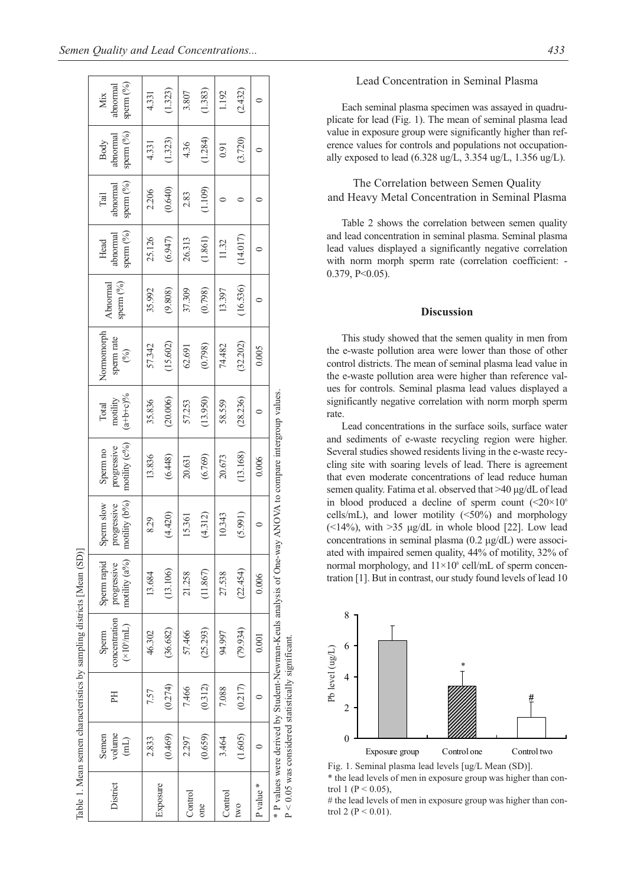Table 1. Mean semen characteristics by sampling districts [Mean (SD)]

| District | Semen volume (mL) | PH | Sperm concentration ($\times 10^6$/mL) | Sperm rapid progressive motility (a%) | Sperm slow progressive motility (b%) | Sperm no progressive motility (c%) | Total motility (a+b+c)% | Normomorph sperm rate (%) | Abnormal sperm (%) | Head abnormal sperm (%) | Tail abnormal sperm (%) | Body abnormal sperm (%) | Mix abnormal sperm (%) |
|---|---|---|---|---|---|---|---|---|---|---|---|---|---|
| Exposure | 2.833 | 7.57 | 46.302 | 13.684 | 8.29 | 13.836 | 35.836 | 57.342 | 35.992 | 25.126 | 2.206 | 4.331 | 4.331 |
| | (0.469) | (0.274) | (36.682) | (13.106) | (4.420) | (6.448) | (20.006) | (15.602) | (9.808) | (6.947) | (0.640) | (1.323) | (1.323) |
| Control one | 2.297 | 7.466 | 57.466 | 21.258 | 15.361 | 20.631 | 57.253 | 62.691 | 37.309 | 26.313 | 2.83 | 4.36 | 3.807 |
| | (0.659) | (0.312) | (25.293) | (11.867) | (4.312) | (6.769) | (13.950) | (0.798) | (0.798) | (1.861) | (1.109) | (1.284) | (1.383) |
| Control two | 3.464 | 7.088 | 94.997 | 27.538 | 10.343 | 20.673 | 58.559 | 74.482 | 13.397 | 11.32 | 0 | 0.91 | 1.192 |
| | (1.605) | (0.217) | (79.934) | (22.454) | (5.991) | (13.168) | (28.236) | (32.202) | (16.536) | (14.017) | 0 | (3.720) | (2.432) |
| P value * | 0 | 0 | 0.001 | 0.006 | 0 | 0.006 | 0 | 0.005 | 0 | 0 | 0 | 0 | 0 |

* P values were derived by Student-Newman-Keuls analysis of One-way ANOVA to compare intergroup values.
P < 0.05 was considered statistically significant.

## Lead Concentration in Seminal Plasma

Each seminal plasma specimen was assayed in quadruplicate for lead (Fig. 1). The mean of seminal plasma lead value in exposure group were significantly higher than reference values for controls and populations not occupationally exposed to lead (6.328 ug/L, 3.354 ug/L, 1.356 ug/L).

## The Correlation between Semen Quality and Heavy Metal Concentration in Seminal Plasma

Table 2 shows the correlation between semen quality and lead concentration in seminal plasma. Seminal plasma lead values displayed a significantly negative correlation with norm morph sperm rate (correlation coefficient: -0.379, P<0.05).

## Discussion

This study showed that the semen quality in men from the e-waste pollution area were lower than those of other control districts. The mean of seminal plasma lead value in the e-waste pollution area were higher than reference values for controls. Seminal plasma lead values displayed a significantly negative correlation with norm morph sperm rate.

Lead concentrations in the surface soils, surface water and sediments of e-waste recycling region were higher. Several studies showed residents living in the e-waste recycling site with soaring levels of lead. There is agreement that even moderate concentrations of lead reduce human semen quality. Fatima et al. observed that >40 μg/dL of lead in blood produced a decline of sperm count ($<20\times10^6$ cells/mL), and lower motility (<50%) and morphology (<14%), with >35 μg/dL in whole blood [22]. Low lead concentrations in seminal plasma (0.2 μg/dL) were associated with impaired semen quality, 44% of motility, 32% of normal morphology, and $11\times10^6$ cell/mL of sperm concentration [1]. But in contrast, our study found levels of lead 10

Fig. 1. Seminal plasma lead levels [ug/L Mean (SD)].
* the lead levels of men in exposure group was higher than control 1 (P < 0.05),
# the lead levels of men in exposure group was higher than control 2 (P < 0.01).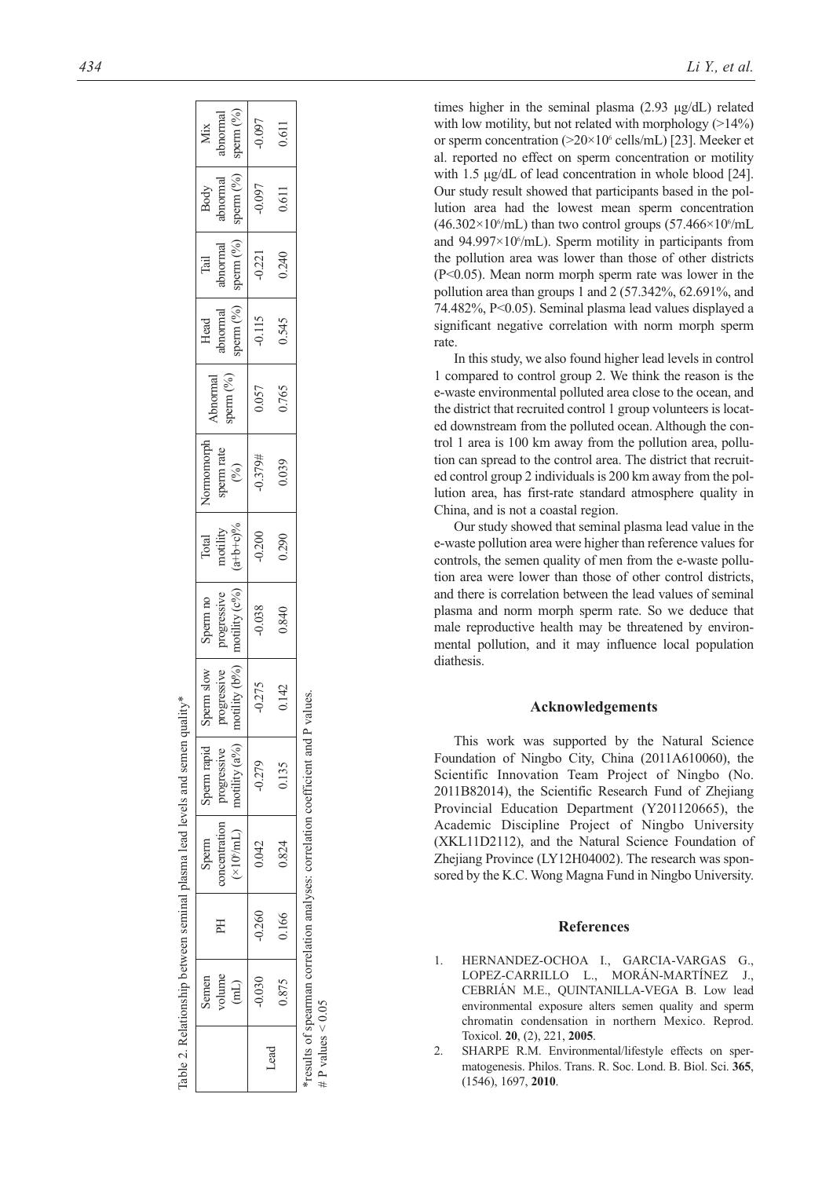Table 2. Relationship between seminal plasma lead levels and semen quality*

| | Semen volume (mL) | PH | Sperm concentration ($\times 10^6$/mL) | Sperm rapid progressive motility (a%) | Sperm slow progressive motility (b%) | Sperm no progressive motility (c%) | Total motility (a+b+c)% | Normomorph sperm rate (%) | Abnormal sperm (%) | Head abnormal sperm (%) | Tail abnormal sperm (%) | Body abnormal sperm (%) | Mix abnormal sperm (%) |
|---|---|---|---|---|---|---|---|---|---|---|---|---|---|
| Lead | -0.030 | -0.260 | 0.042 | -0.279 | -0.275 | -0.038 | -0.200 | -0.379# | 0.057 | -0.115 | -0.221 | -0.097 | -0.097 |
| | 0.875 | 0.166 | 0.824 | 0.135 | 0.142 | 0.840 | 0.290 | 0.039 | 0.765 | 0.545 | 0.240 | 0.611 | 0.611 |

*results of spearman correlation analyses: correlation coefficient and P values.
# P values < 0.05

times higher in the seminal plasma (2.93 µg/dL) related with low motility, but not related with morphology (>14%) or sperm concentration (>$20\times10^6$ cells/mL) [23]. Meeker et al. reported no effect on sperm concentration or motility with 1.5 µg/dL of lead concentration in whole blood [24]. Our study result showed that participants based in the pollution area had the lowest mean sperm concentration ($46.302\times10^6$/mL) than two control groups ($57.466\times10^6$/mL and $94.997\times10^6$/mL). Sperm motility in participants from the pollution area was lower than those of other districts ($P<0.05$). Mean norm morph sperm rate was lower in the pollution area than groups 1 and 2 (57.342%, 62.691%, and 74.482%, $P<0.05$). Seminal plasma lead values displayed a significant negative correlation with norm morph sperm rate.

In this study, we also found higher lead levels in control 1 compared to control group 2. We think the reason is the e-waste environmental polluted area close to the ocean, and the district that recruited control 1 group volunteers is located downstream from the polluted ocean. Although the control 1 area is 100 km away from the pollution area, pollution can spread to the control area. The district that recruited control group 2 individuals is 200 km away from the pollution area, has first-rate standard atmosphere quality in China, and is not a coastal region.

Our study showed that seminal plasma lead value in the e-waste pollution area were higher than reference values for controls, the semen quality of men from the e-waste pollution area were lower than those of other control districts, and there is correlation between the lead values of seminal plasma and norm morph sperm rate. So we deduce that male reproductive health may be threatened by environmental pollution, and it may influence local population diathesis.

## Acknowledgements

This work was supported by the Natural Science Foundation of Ningbo City, China (2011A610060), the Scientific Innovation Team Project of Ningbo (No. 2011B82014), the Scientific Research Fund of Zhejiang Provincial Education Department (Y201120665), the Academic Discipline Project of Ningbo University (XKL11D2112), and the Natural Science Foundation of Zhejiang Province (LY12H04002). The research was sponsored by the K.C. Wong Magna Fund in Ningbo University.

## References

1. HERNANDEZ-OCHOA I., GARCIA-VARGAS G., LOPEZ-CARRILLO L., MORÁN-MARTÍNEZ J., CEBRIÁN M.E., QUINTANILLA-VEGA B. Low lead environmental exposure alters semen quality and sperm chromatin condensation in northern Mexico. Reprod. Toxicol. **20**, (2), 221, **2005**.
2. SHARPE R.M. Environmental/lifestyle effects on spermatogenesis. Philos. Trans. R. Soc. Lond. B. Biol. Sci. **365**, (1546), 1697, **2010**.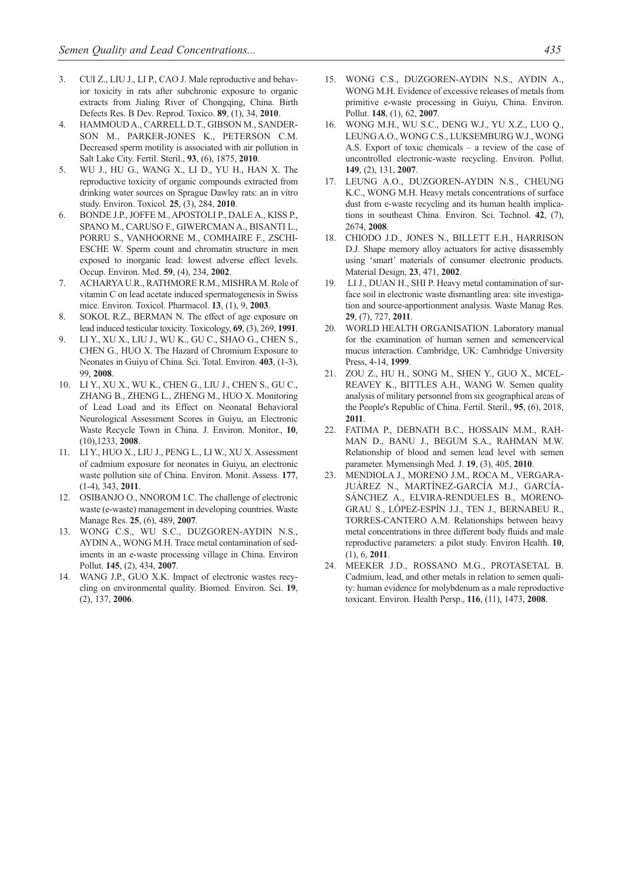3. CUI Z., LIU J., LI P., CAO J. Male reproductive and behavior toxicity in rats after subchronic exposure to organic extracts from Jialing River of Chongqing, China. Birth Defects Res. B Dev. Reprod. Toxico. **89**, (1), 34, **2010**.
4. HAMMOUD A., CARRELL D.T., GIBSON M., SANDERSON M., PARKER-JONES K., PETERSON C.M. Decreased sperm motility is associated with air pollution in Salt Lake City. Fertil. Steril., **93**, (6), 1875, **2010**.
5. WU J., HU G., WANG X., LI D., YU H., HAN X. The reproductive toxicity of organic compounds extracted from drinking water sources on Sprague Dawley rats: an in vitro study. Environ. Toxicol. **25**, (3), 284, **2010**.
6. BONDE J.P., JOFFE M., APOSTOLI P., DALE A., KISS P., SPANO M., CARUSO F., GIWERCMAN A., BISANTI L., PORRU S., VANHOORNE M., COMHAIRE F., ZSCHIESCHE W. Sperm count and chromatin structure in men exposed to inorganic lead: lowest adverse effect levels. Occup. Environ. Med. **59**, (4), 234, **2002**.
7. ACHARYA U.R., RATHMORE R.M., MISHRA M. Role of vitamin C on lead acetate induced spermatogenesis in Swiss mice. Environ. Toxicol. Pharmacol. **13**, (1), 9, **2003**.
8. SOKOL R.Z., BERMAN N. The effect of age exposure on lead induced testicular toxicity. Toxicology, **69**, (3), 269, **1991**.
9. LI Y., XU X., LIU J., WU K., GU C., SHAO G., CHEN S., CHEN G., HUO X. The Hazard of Chromium Exposure to Neonates in Guiyu of China. Sci. Total. Environ. **403**, (1-3), 99, **2008**.
10. LI Y., XU X., WU K., CHEN G., LIU J., CHEN S., GU C., ZHANG B., ZHENG L., ZHENG M., HUO X. Monitoring of Lead Load and its Effect on Neonatal Behavioral Neurological Assessment Scores in Guiyu, an Electronic Waste Recycle Town in China. J. Environ. Monitor., **10**, (10),1233, **2008**.
11. LI Y., HUO X., LIU J., PENG L., LI W., XU X. Assessment of cadmium exposure for neonates in Guiyu, an electronic waste pollution site of China. Environ. Monit. Assess. **177**, (1-4), 343, **2011**.
12. OSIBANJO O., NNOROM I.C. The challenge of electronic waste (e-waste) management in developing countries. Waste Manage Res. **25**, (6), 489, **2007**.
13. WONG C.S., WU S.C., DUZGOREN-AYDIN N.S., AYDIN A., WONG M.H. Trace metal contamination of sediments in an e-waste processing village in China. Environ Pollut. **145**, (2), 434, **2007**.
14. WANG J.P., GUO X.K. Impact of electronic wastes recycling on environmental quality. Biomed. Environ. Sci. **19**, (2), 137, **2006**.
15. WONG C.S., DUZGOREN-AYDIN N.S., AYDIN A., WONG M.H. Evidence of excessive releases of metals from primitive e-waste processing in Guiyu, China. Environ. Pollut. **148**, (1), 62, **2007**.
16. WONG M.H., WU S.C., DENG W.J., YU X.Z., LUO Q., LEUNG A.O., WONG C.S., LUKSEMBURG W.J., WONG A.S. Export of toxic chemicals – a review of the case of uncontrolled electronic-waste recycling. Environ. Pollut. **149**, (2), 131, **2007**.
17. LEUNG A.O., DUZGOREN-AYDIN N.S., CHEUNG K.C., WONG M.H. Heavy metals concentrations of surface dust from e-waste recycling and its human health implications in southeast China. Environ. Sci. Technol. **42**, (7), 2674, **2008**.
18. CHIODO J.D., JONES N., BILLETT E.H., HARRISON D.J. Shape memory alloy actuators for active disassembly using 'smart' materials of consumer electronic products. Material Design, **23**, 471, **2002**.
19. LI J., DUAN H., SHI P. Heavy metal contamination of surface soil in electronic waste dismantling area: site investigation and source-apportionment analysis. Waste Manag Res. **29**, (7), 727, **2011**.
20. WORLD HEALTH ORGANISATION. Laboratory manual for the examination of human semen and semencervical mucus interaction. Cambridge, UK: Cambridge University Press, 4-14, **1999**.
21. ZOU Z., HU H., SONG M., SHEN Y., GUO X., MCELREAVEY K., BITTLES A.H., WANG W. Semen quality analysis of military personnel from six geographical areas of the People's Republic of China. Fertil. Steril., **95**, (6), 2018, **2011**.
22. FATIMA P., DEBNATH B.C., HOSSAIN M.M., RAHMAN D., BANU J., BEGUM S.A., RAHMAN M.W. Relationship of blood and semen lead level with semen parameter. Mymensingh Med. J. **19**, (3), 405, **2010**.
23. MENDIOLA J., MORENO J.M., ROCA M., VERGARA-JUÁREZ N., MARTÍNEZ-GARCÍA M.J., GARCÍA-SÁNCHEZ A., ELVIRA-RENDUELES B., MORENO-GRAU S., LÓPEZ-ESPÍN J.J., TEN J., BERNABEU R., TORRES-CANTERO A.M. Relationships between heavy metal concentrations in three different body fluids and male reproductive parameters: a pilot study. Environ Health. **10**, (1), 6, **2011**.
24. MEEKER J.D., ROSSANO M.G., PROTASETAL B. Cadmium, lead, and other metals in relation to semen quality: human evidence for molybdenum as a male reproductive toxicant. Environ. Health Persp., **116**, (11), 1473, **2008**.